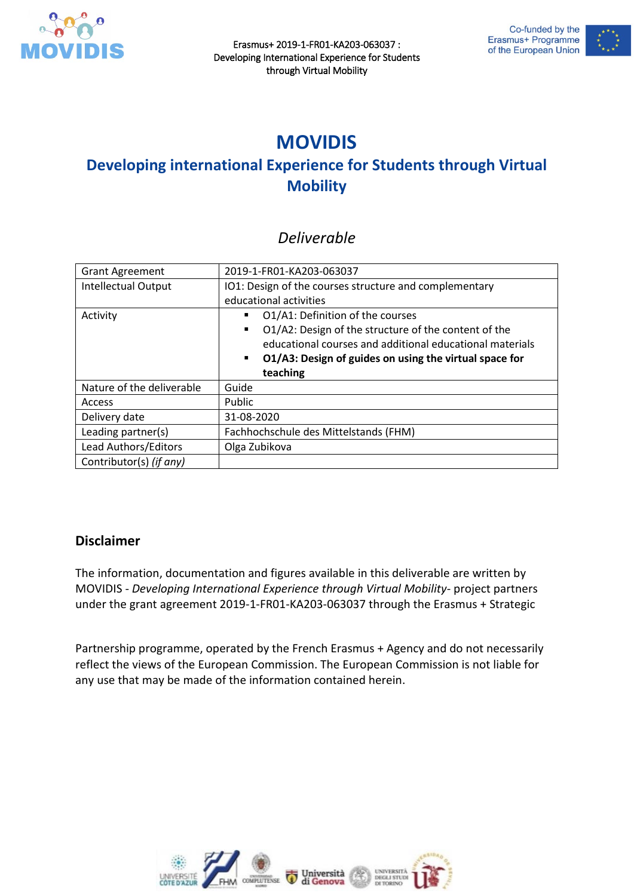Erasmus+ 2019-1-FR01-KA203-063037 : Developing International Experience for Students through Virtual Mobility

# MOVIDIS

## Developing international Experience for Students through Virtual Mobility

*Deliverable*

| Grant Agreement | 2019-1-FR01-KA203-063037 |
|---|---|
| Intellectual Output | IO1: Design of the courses structure and complementary educational activities |
| Activity | ▪ O1/A1: Definition of the courses<br>▪ O1/A2: Design of the structure of the content of the educational courses and additional educational materials<br>▪ **O1/A3: Design of guides on using the virtual space for teaching** |
| Nature of the deliverable | Guide |
| Access | Public |
| Delivery date | 31-08-2020 |
| Leading partner(s) | Fachhochschule des Mittelstands (FHM) |
| Lead Authors/Editors | Olga Zubikova |
| Contributor(s) *(if any)* | |

### Disclaimer

The information, documentation and figures available in this deliverable are written by MOVIDIS - *Developing International Experience through Virtual Mobility*- project partners under the grant agreement 2019-1-FR01-KA203-063037 through the Erasmus + Strategic

Partnership programme, operated by the French Erasmus + Agency and do not necessarily reflect the views of the European Commission. The European Commission is not liable for any use that may be made of the information contained herein.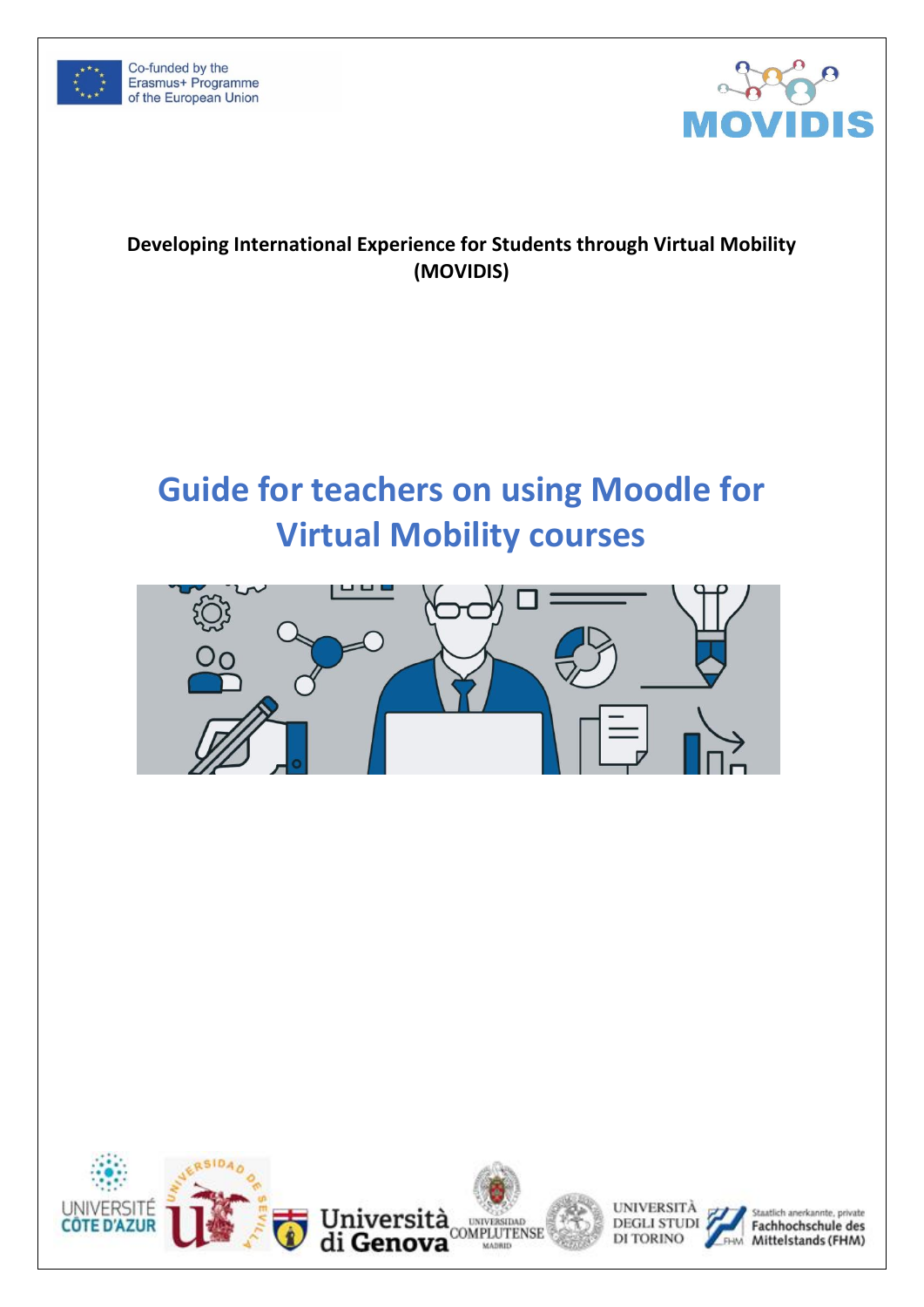Co-funded by the Erasmus+ Programme of the European Union

MOVIDIS

**Developing International Experience for Students through Virtual Mobility (MOVIDIS)**

# Guide for teachers on using Moodle for Virtual Mobility courses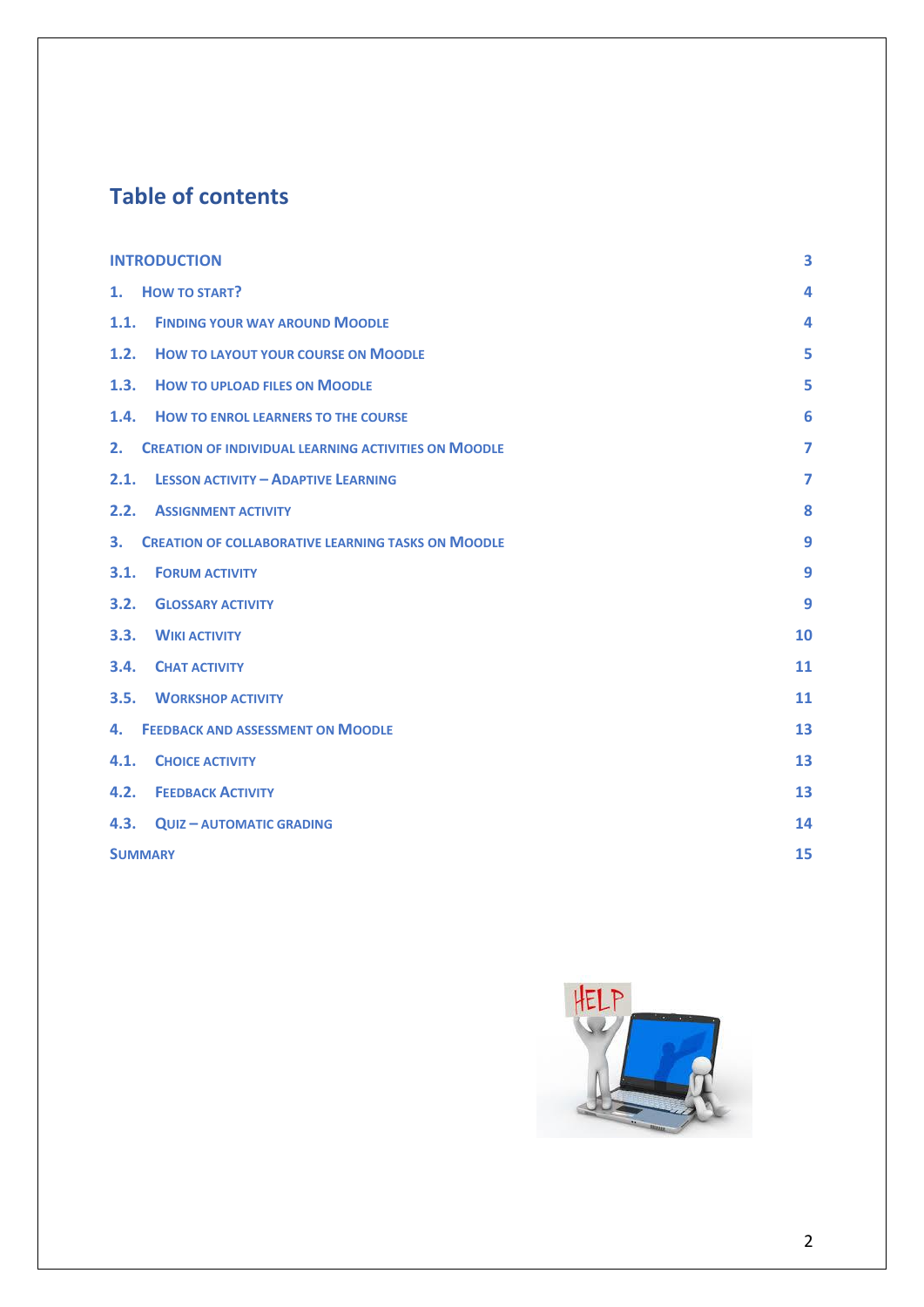# Table of contents

| | |
|---|---|
| INTRODUCTION | 3 |
| 1. HOW TO START? | 4 |
| 1.1. FINDING YOUR WAY AROUND MOODLE | 4 |
| 1.2. HOW TO LAYOUT YOUR COURSE ON MOODLE | 5 |
| 1.3. HOW TO UPLOAD FILES ON MOODLE | 5 |
| 1.4. HOW TO ENROL LEARNERS TO THE COURSE | 6 |
| 2. CREATION OF INDIVIDUAL LEARNING ACTIVITIES ON MOODLE | 7 |
| 2.1. LESSON ACTIVITY – ADAPTIVE LEARNING | 7 |
| 2.2. ASSIGNMENT ACTIVITY | 8 |
| 3. CREATION OF COLLABORATIVE LEARNING TASKS ON MOODLE | 9 |
| 3.1. FORUM ACTIVITY | 9 |
| 3.2. GLOSSARY ACTIVITY | 9 |
| 3.3. WIKI ACTIVITY | 10 |
| 3.4. CHAT ACTIVITY | 11 |
| 3.5. WORKSHOP ACTIVITY | 11 |
| 4. FEEDBACK AND ASSESSMENT ON MOODLE | 13 |
| 4.1. CHOICE ACTIVITY | 13 |
| 4.2. FEEDBACK ACTIVITY | 13 |
| 4.3. QUIZ – AUTOMATIC GRADING | 14 |
| SUMMARY | 15 |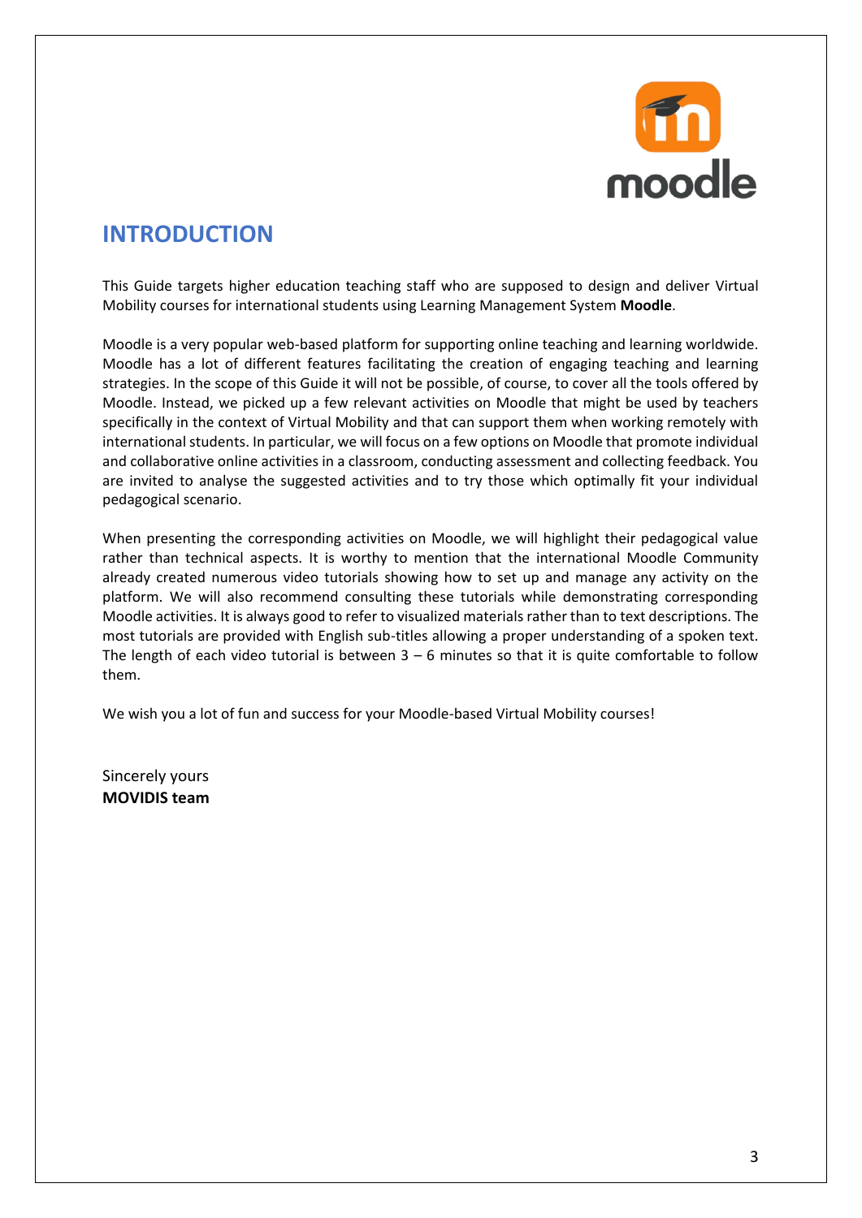# INTRODUCTION

This Guide targets higher education teaching staff who are supposed to design and deliver Virtual Mobility courses for international students using Learning Management System **Moodle**.

Moodle is a very popular web-based platform for supporting online teaching and learning worldwide. Moodle has a lot of different features facilitating the creation of engaging teaching and learning strategies. In the scope of this Guide it will not be possible, of course, to cover all the tools offered by Moodle. Instead, we picked up a few relevant activities on Moodle that might be used by teachers specifically in the context of Virtual Mobility and that can support them when working remotely with international students. In particular, we will focus on a few options on Moodle that promote individual and collaborative online activities in a classroom, conducting assessment and collecting feedback. You are invited to analyse the suggested activities and to try those which optimally fit your individual pedagogical scenario.

When presenting the corresponding activities on Moodle, we will highlight their pedagogical value rather than technical aspects. It is worthy to mention that the international Moodle Community already created numerous video tutorials showing how to set up and manage any activity on the platform. We will also recommend consulting these tutorials while demonstrating corresponding Moodle activities. It is always good to refer to visualized materials rather than to text descriptions. The most tutorials are provided with English sub-titles allowing a proper understanding of a spoken text. The length of each video tutorial is between 3 – 6 minutes so that it is quite comfortable to follow them.

We wish you a lot of fun and success for your Moodle-based Virtual Mobility courses!

Sincerely yours
**MOVIDIS team**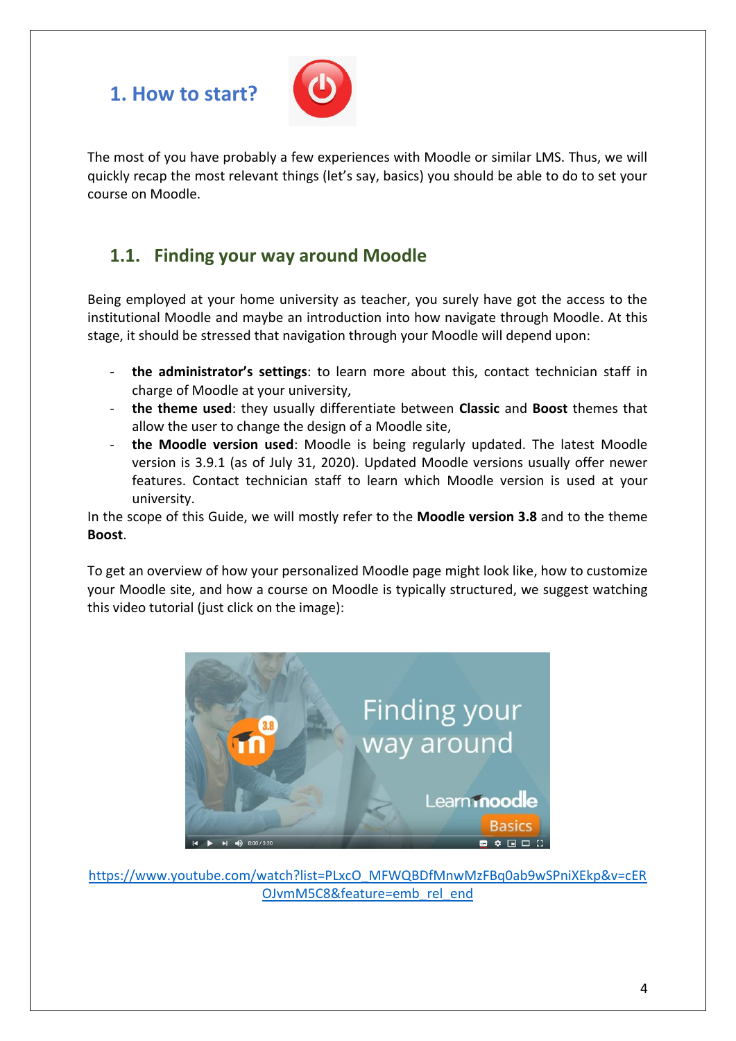# 1. How to start?

The most of you have probably a few experiences with Moodle or similar LMS. Thus, we will quickly recap the most relevant things (let's say, basics) you should be able to do to set your course on Moodle.

## 1.1. Finding your way around Moodle

Being employed at your home university as teacher, you surely have got the access to the institutional Moodle and maybe an introduction into how navigate through Moodle. At this stage, it should be stressed that navigation through your Moodle will depend upon:

- **the administrator's settings**: to learn more about this, contact technician staff in charge of Moodle at your university,
- **the theme used**: they usually differentiate between **Classic** and **Boost** themes that allow the user to change the design of a Moodle site,
- **the Moodle version used**: Moodle is being regularly updated. The latest Moodle version is 3.9.1 (as of July 31, 2020). Updated Moodle versions usually offer newer features. Contact technician staff to learn which Moodle version is used at your university.

In the scope of this Guide, we will mostly refer to the **Moodle version 3.8** and to the theme **Boost**.

To get an overview of how your personalized Moodle page might look like, how to customize your Moodle site, and how a course on Moodle is typically structured, we suggest watching this video tutorial (just click on the image):

https://www.youtube.com/watch?list=PLxcO_MFWQBDfMnwMzFBq0ab9wSPniXEkp&v=cEROJvmM5C8&feature=emb_rel_end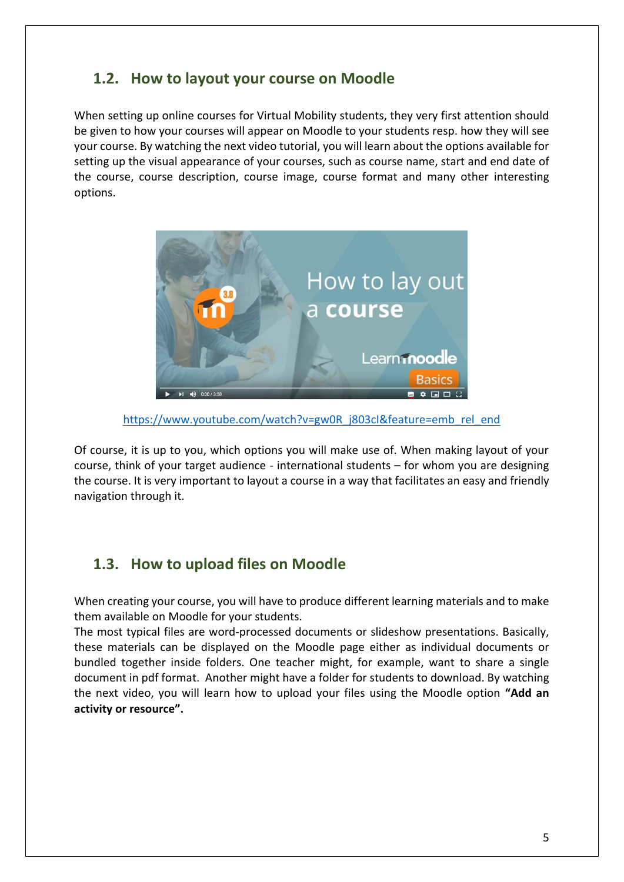## 1.2. How to layout your course on Moodle

When setting up online courses for Virtual Mobility students, they very first attention should be given to how your courses will appear on Moodle to your students resp. how they will see your course. By watching the next video tutorial, you will learn about the options available for setting up the visual appearance of your courses, such as course name, start and end date of the course, course description, course image, course format and many other interesting options.

https://www.youtube.com/watch?v=gw0R_j803cI&feature=emb_rel_end

Of course, it is up to you, which options you will make use of. When making layout of your course, think of your target audience - international students – for whom you are designing the course. It is very important to layout a course in a way that facilitates an easy and friendly navigation through it.

## 1.3. How to upload files on Moodle

When creating your course, you will have to produce different learning materials and to make them available on Moodle for your students.

The most typical files are word-processed documents or slideshow presentations. Basically, these materials can be displayed on the Moodle page either as individual documents or bundled together inside folders. One teacher might, for example, want to share a single document in pdf format. Another might have a folder for students to download. By watching the next video, you will learn how to upload your files using the Moodle option **"Add an activity or resource".**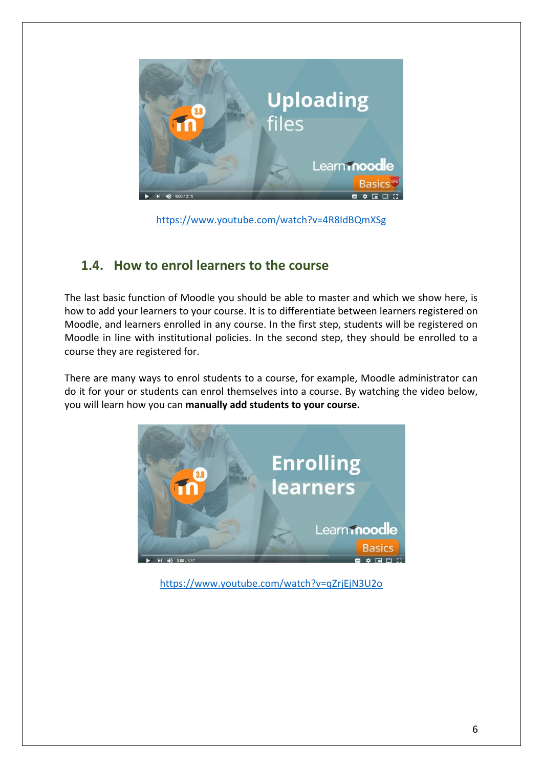https://www.youtube.com/watch?v=4R8IdBQmXSg

## 1.4. How to enrol learners to the course

The last basic function of Moodle you should be able to master and which we show here, is how to add your learners to your course. It is to differentiate between learners registered on Moodle, and learners enrolled in any course. In the first step, students will be registered on Moodle in line with institutional policies. In the second step, they should be enrolled to a course they are registered for.

There are many ways to enrol students to a course, for example, Moodle administrator can do it for your or students can enrol themselves into a course. By watching the video below, you will learn how you can **manually add students to your course.**

https://www.youtube.com/watch?v=qZrjEjN3U2o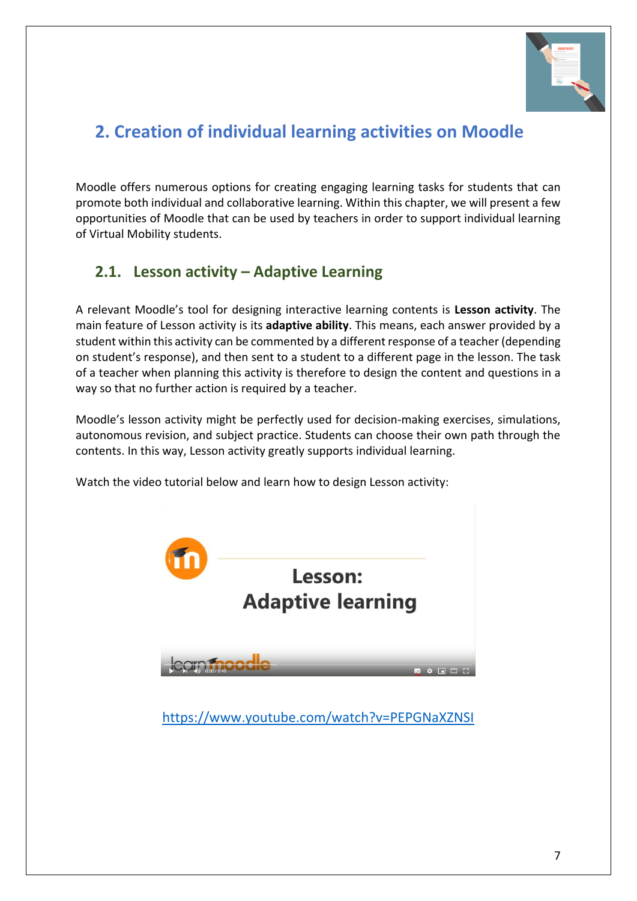## 2. Creation of individual learning activities on Moodle

Moodle offers numerous options for creating engaging learning tasks for students that can promote both individual and collaborative learning. Within this chapter, we will present a few opportunities of Moodle that can be used by teachers in order to support individual learning of Virtual Mobility students.

### 2.1. Lesson activity – Adaptive Learning

A relevant Moodle's tool for designing interactive learning contents is **Lesson activity**. The main feature of Lesson activity is its **adaptive ability**. This means, each answer provided by a student within this activity can be commented by a different response of a teacher (depending on student's response), and then sent to a student to a different page in the lesson. The task of a teacher when planning this activity is therefore to design the content and questions in a way so that no further action is required by a teacher.

Moodle's lesson activity might be perfectly used for decision-making exercises, simulations, autonomous revision, and subject practice. Students can choose their own path through the contents. In this way, Lesson activity greatly supports individual learning.

Watch the video tutorial below and learn how to design Lesson activity:

https://www.youtube.com/watch?v=PEPGNaXZNSI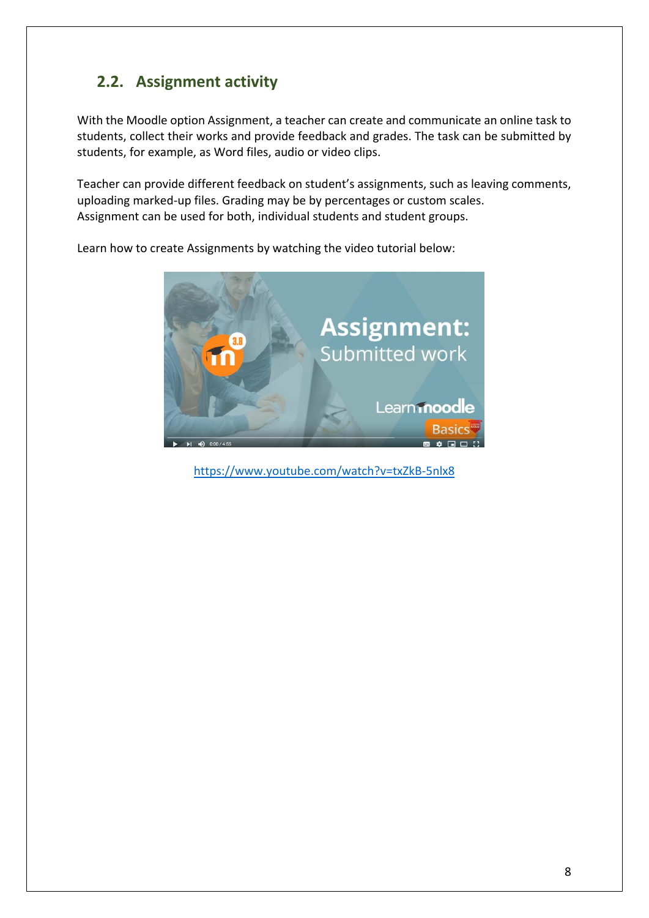## 2.2. Assignment activity

With the Moodle option Assignment, a teacher can create and communicate an online task to students, collect their works and provide feedback and grades. The task can be submitted by students, for example, as Word files, audio or video clips.

Teacher can provide different feedback on student's assignments, such as leaving comments, uploading marked-up files. Grading may be by percentages or custom scales.
Assignment can be used for both, individual students and student groups.

Learn how to create Assignments by watching the video tutorial below:

https://www.youtube.com/watch?v=txZkB-5nlx8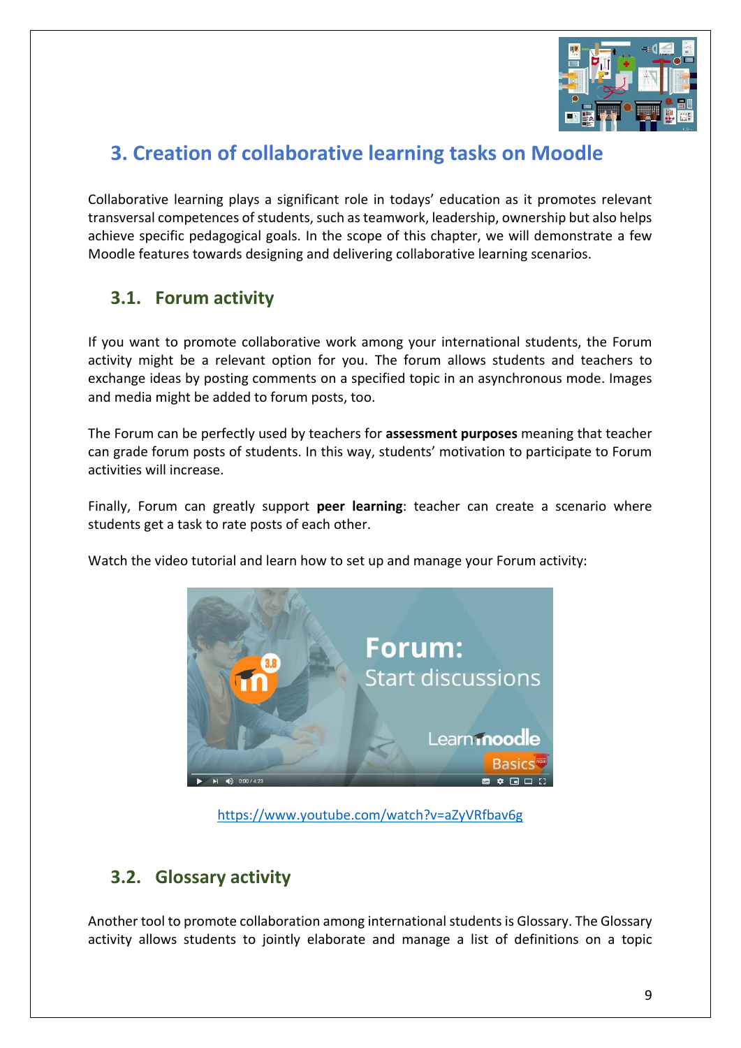# 3. Creation of collaborative learning tasks on Moodle

Collaborative learning plays a significant role in todays' education as it promotes relevant transversal competences of students, such as teamwork, leadership, ownership but also helps achieve specific pedagogical goals. In the scope of this chapter, we will demonstrate a few Moodle features towards designing and delivering collaborative learning scenarios.

## 3.1. Forum activity

If you want to promote collaborative work among your international students, the Forum activity might be a relevant option for you. The forum allows students and teachers to exchange ideas by posting comments on a specified topic in an asynchronous mode. Images and media might be added to forum posts, too.

The Forum can be perfectly used by teachers for **assessment purposes** meaning that teacher can grade forum posts of students. In this way, students' motivation to participate to Forum activities will increase.

Finally, Forum can greatly support **peer learning**: teacher can create a scenario where students get a task to rate posts of each other.

Watch the video tutorial and learn how to set up and manage your Forum activity:

https://www.youtube.com/watch?v=aZyVRfbav6g

## 3.2. Glossary activity

Another tool to promote collaboration among international students is Glossary. The Glossary activity allows students to jointly elaborate and manage a list of definitions on a topic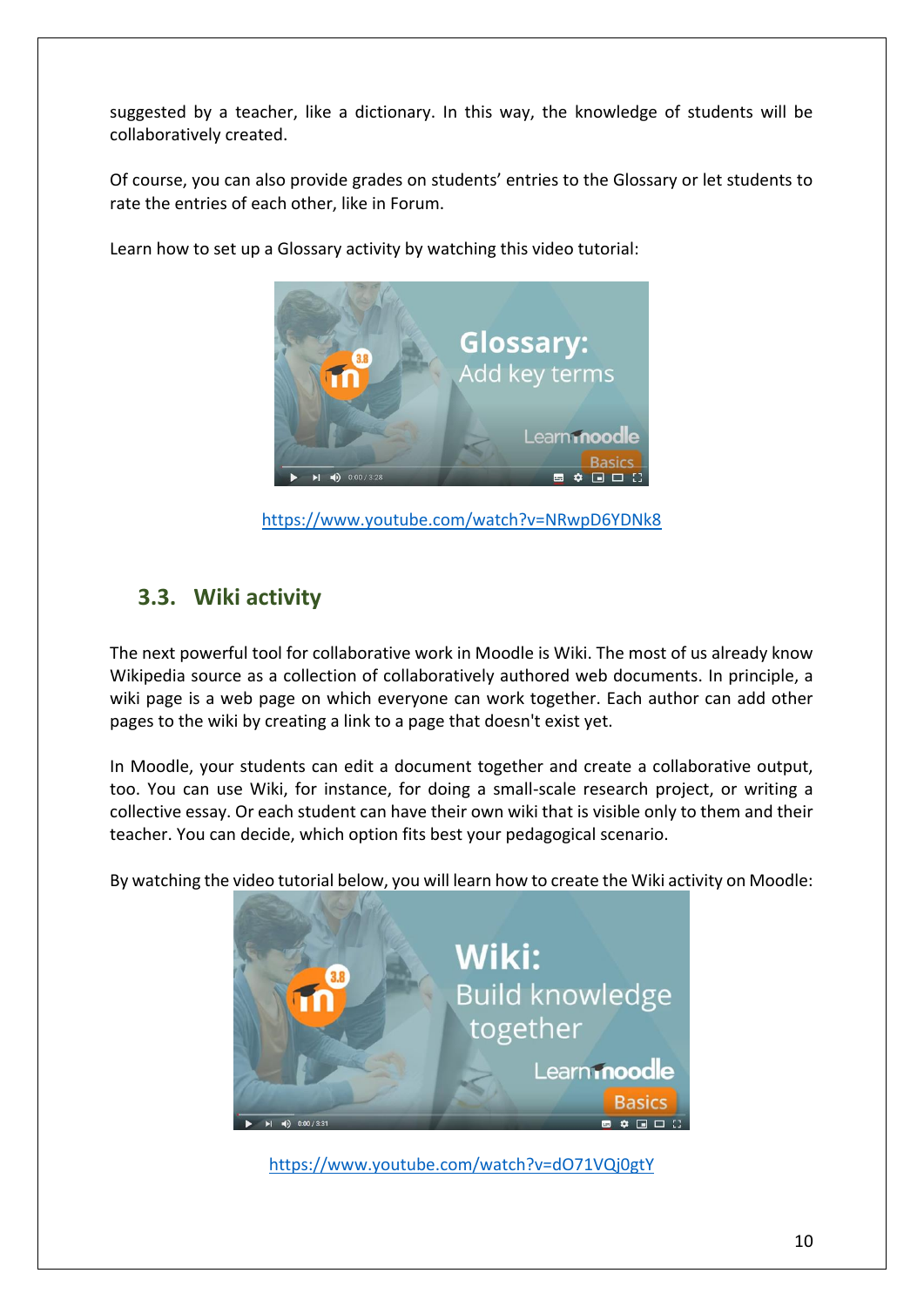suggested by a teacher, like a dictionary. In this way, the knowledge of students will be collaboratively created.

Of course, you can also provide grades on students' entries to the Glossary or let students to rate the entries of each other, like in Forum.

Learn how to set up a Glossary activity by watching this video tutorial:

https://www.youtube.com/watch?v=NRwpD6YDNk8

## 3.3. Wiki activity

The next powerful tool for collaborative work in Moodle is Wiki. The most of us already know Wikipedia source as a collection of collaboratively authored web documents. In principle, a wiki page is a web page on which everyone can work together. Each author can add other pages to the wiki by creating a link to a page that doesn't exist yet.

In Moodle, your students can edit a document together and create a collaborative output, too. You can use Wiki, for instance, for doing a small-scale research project, or writing a collective essay. Or each student can have their own wiki that is visible only to them and their teacher. You can decide, which option fits best your pedagogical scenario.

By watching the video tutorial below, you will learn how to create the Wiki activity on Moodle:

https://www.youtube.com/watch?v=dO71VQj0gtY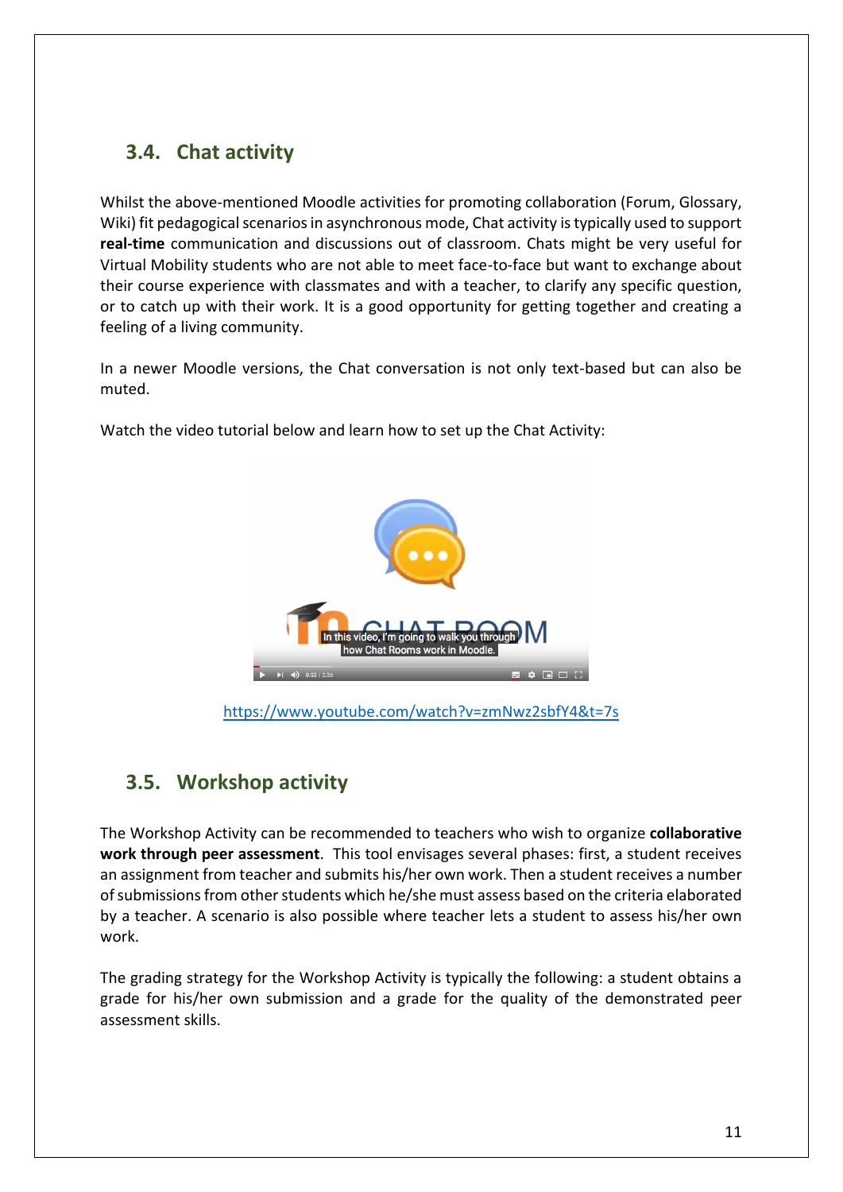## 3.4. Chat activity

Whilst the above-mentioned Moodle activities for promoting collaboration (Forum, Glossary, Wiki) fit pedagogical scenarios in asynchronous mode, Chat activity is typically used to support **real-time** communication and discussions out of classroom. Chats might be very useful for Virtual Mobility students who are not able to meet face-to-face but want to exchange about their course experience with classmates and with a teacher, to clarify any specific question, or to catch up with their work. It is a good opportunity for getting together and creating a feeling of a living community.

In a newer Moodle versions, the Chat conversation is not only text-based but can also be muted.

Watch the video tutorial below and learn how to set up the Chat Activity:

https://www.youtube.com/watch?v=zmNwz2sbfY4&t=7s

## 3.5. Workshop activity

The Workshop Activity can be recommended to teachers who wish to organize **collaborative work through peer assessment**. This tool envisages several phases: first, a student receives an assignment from teacher and submits his/her own work. Then a student receives a number of submissions from other students which he/she must assess based on the criteria elaborated by a teacher. A scenario is also possible where teacher lets a student to assess his/her own work.

The grading strategy for the Workshop Activity is typically the following: a student obtains a grade for his/her own submission and a grade for the quality of the demonstrated peer assessment skills.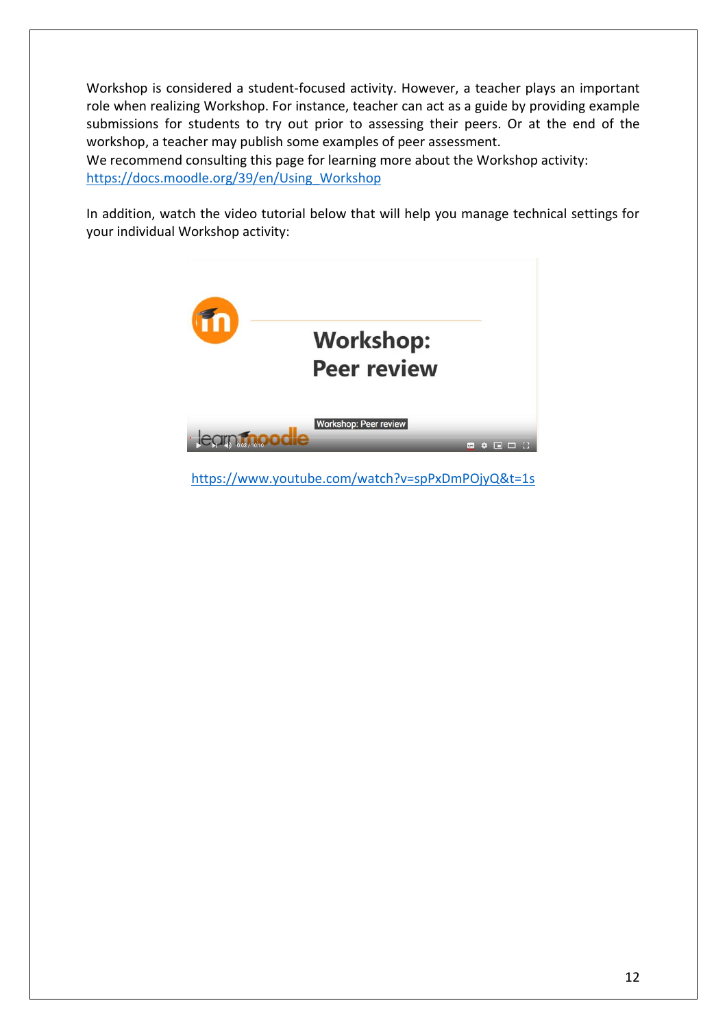Workshop is considered a student-focused activity. However, a teacher plays an important role when realizing Workshop. For instance, teacher can act as a guide by providing example submissions for students to try out prior to assessing their peers. Or at the end of the workshop, a teacher may publish some examples of peer assessment.

We recommend consulting this page for learning more about the Workshop activity: https://docs.moodle.org/39/en/Using_Workshop

In addition, watch the video tutorial below that will help you manage technical settings for your individual Workshop activity:

https://www.youtube.com/watch?v=spPxDmPOjyQ&t=1s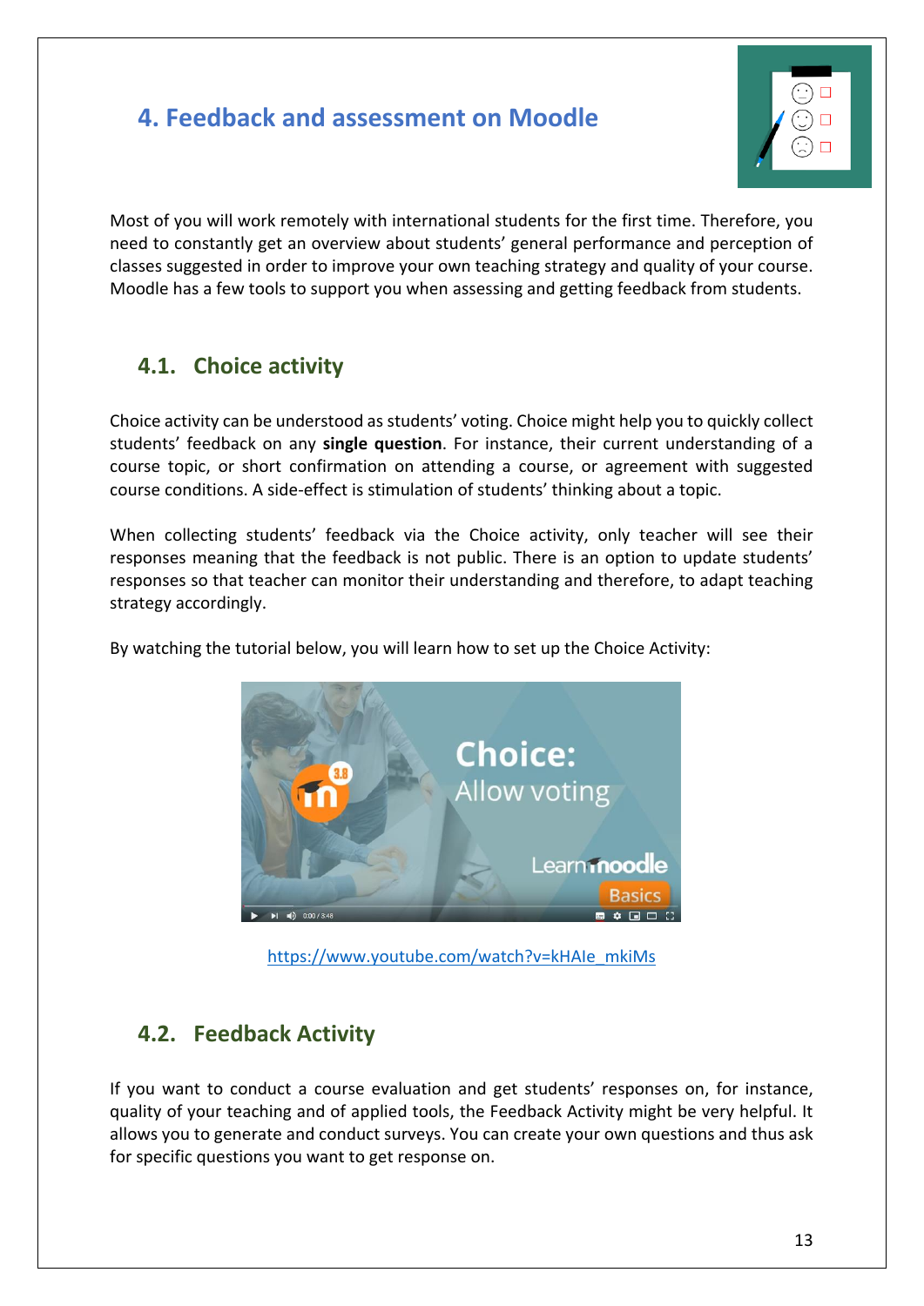# 4. Feedback and assessment on Moodle

Most of you will work remotely with international students for the first time. Therefore, you need to constantly get an overview about students' general performance and perception of classes suggested in order to improve your own teaching strategy and quality of your course. Moodle has a few tools to support you when assessing and getting feedback from students.

## 4.1. Choice activity

Choice activity can be understood as students' voting. Choice might help you to quickly collect students' feedback on any **single question**. For instance, their current understanding of a course topic, or short confirmation on attending a course, or agreement with suggested course conditions. A side-effect is stimulation of students' thinking about a topic.

When collecting students' feedback via the Choice activity, only teacher will see their responses meaning that the feedback is not public. There is an option to update students' responses so that teacher can monitor their understanding and therefore, to adapt teaching strategy accordingly.

By watching the tutorial below, you will learn how to set up the Choice Activity:

https://www.youtube.com/watch?v=kHAIe_mkiMs

## 4.2. Feedback Activity

If you want to conduct a course evaluation and get students' responses on, for instance, quality of your teaching and of applied tools, the Feedback Activity might be very helpful. It allows you to generate and conduct surveys. You can create your own questions and thus ask for specific questions you want to get response on.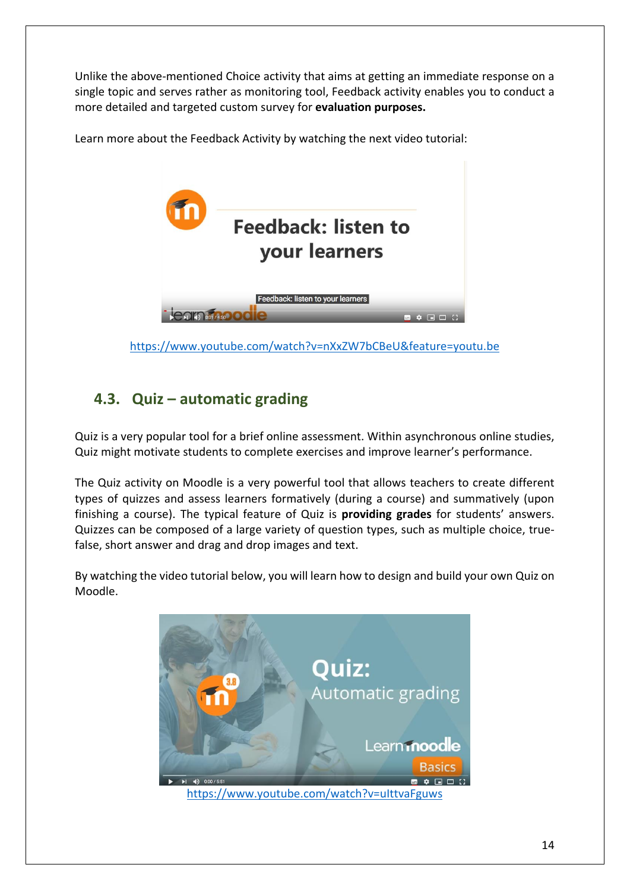Unlike the above-mentioned Choice activity that aims at getting an immediate response on a single topic and serves rather as monitoring tool, Feedback activity enables you to conduct a more detailed and targeted custom survey for **evaluation purposes.**

Learn more about the Feedback Activity by watching the next video tutorial:

https://www.youtube.com/watch?v=nXxZW7bCBeU&feature=youtu.be

## 4.3. Quiz – automatic grading

Quiz is a very popular tool for a brief online assessment. Within asynchronous online studies, Quiz might motivate students to complete exercises and improve learner's performance.

The Quiz activity on Moodle is a very powerful tool that allows teachers to create different types of quizzes and assess learners formatively (during a course) and summatively (upon finishing a course). The typical feature of Quiz is **providing grades** for students' answers. Quizzes can be composed of a large variety of question types, such as multiple choice, true-false, short answer and drag and drop images and text.

By watching the video tutorial below, you will learn how to design and build your own Quiz on Moodle.

https://www.youtube.com/watch?v=uIttvaFguws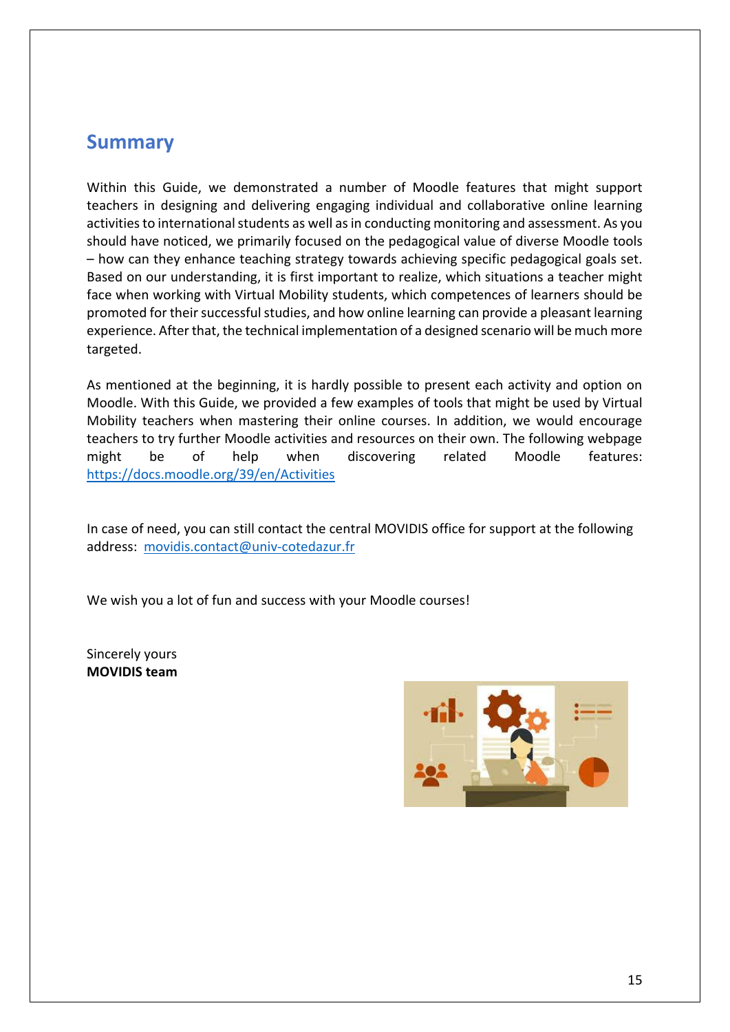## Summary

Within this Guide, we demonstrated a number of Moodle features that might support teachers in designing and delivering engaging individual and collaborative online learning activities to international students as well as in conducting monitoring and assessment. As you should have noticed, we primarily focused on the pedagogical value of diverse Moodle tools – how can they enhance teaching strategy towards achieving specific pedagogical goals set. Based on our understanding, it is first important to realize, which situations a teacher might face when working with Virtual Mobility students, which competences of learners should be promoted for their successful studies, and how online learning can provide a pleasant learning experience. After that, the technical implementation of a designed scenario will be much more targeted.

As mentioned at the beginning, it is hardly possible to present each activity and option on Moodle. With this Guide, we provided a few examples of tools that might be used by Virtual Mobility teachers when mastering their online courses. In addition, we would encourage teachers to try further Moodle activities and resources on their own. The following webpage might be of help when discovering related Moodle features: https://docs.moodle.org/39/en/Activities

In case of need, you can still contact the central MOVIDIS office for support at the following address: movidis.contact@univ-cotedazur.fr

We wish you a lot of fun and success with your Moodle courses!

Sincerely yours
**MOVIDIS team**